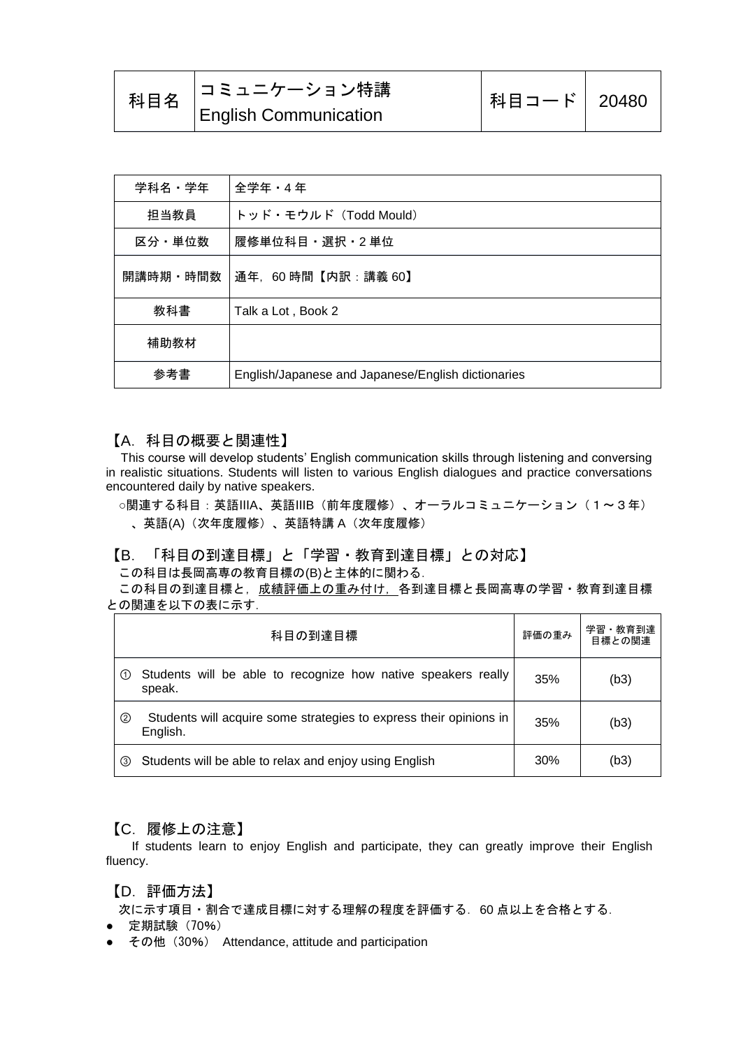| 科目名 | コミュニケーション特講<br>English Communication | 科目コード | 20480 |
|---|---|---|---|

| 学科名・学年 | 全学年・4 年 |
|---|---|
| 担当教員 | トッド・モウルド（Todd Mould） |
| 区分・単位数 | 履修単位科目・選択・2 単位 |
| 開講時期・時間数 | 通年，60 時間【内訳：講義 60】 |
| 教科書 | Talk a Lot , Book 2 |
| 補助教材 | |
| 参考書 | English/Japanese and Japanese/English dictionaries |

## 【A．科目の概要と関連性】

This course will develop students' English communication skills through listening and conversing in realistic situations. Students will listen to various English dialogues and practice conversations encountered daily by native speakers.

○関連する科目：英語IIIA、英語IIIB（前年度履修）、オーラルコミュニケーション（１～３年）、英語(A)（次年度履修）、英語特講 A（次年度履修）

## 【B．「科目の到達目標」と「学習・教育到達目標」との対応】

この科目は長岡高専の教育目標の(B)と主体的に関わる．

この科目の到達目標と，成績評価上の重み付け，各到達目標と長岡高専の学習・教育到達目標との関連を以下の表に示す．

| 科目の到達目標 | 評価の重み | 学習・教育到達目標との関連 |
|---|---|---|
| ① Students will be able to recognize how native speakers really speak. | 35% | (b3) |
| ② Students will acquire some strategies to express their opinions in English. | 35% | (b3) |
| ③ Students will be able to relax and enjoy using English | 30% | (b3) |

## 【C．履修上の注意】

If students learn to enjoy English and participate, they can greatly improve their English fluency.

## 【D．評価方法】

次に示す項目・割合で達成目標に対する理解の程度を評価する．60 点以上を合格とする．

- 定期試験（70%）
- その他（30%） Attendance, attitude and participation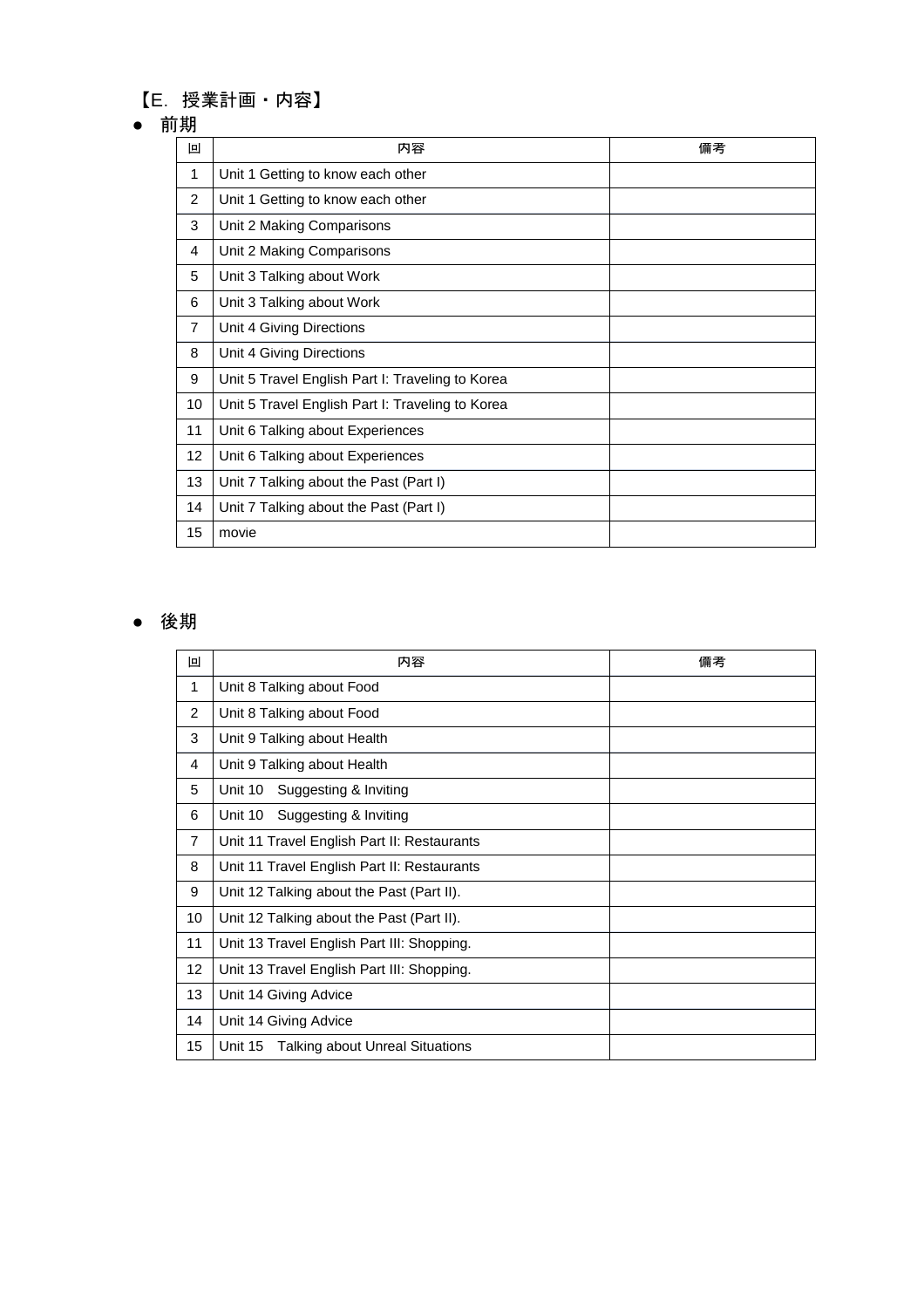## 【E. 授業計画・内容】

- **前期**

| 回 | 内容 | 備考 |
|---|---|---|
| 1 | Unit 1 Getting to know each other | |
| 2 | Unit 1 Getting to know each other | |
| 3 | Unit 2 Making Comparisons | |
| 4 | Unit 2 Making Comparisons | |
| 5 | Unit 3 Talking about Work | |
| 6 | Unit 3 Talking about Work | |
| 7 | Unit 4 Giving Directions | |
| 8 | Unit 4 Giving Directions | |
| 9 | Unit 5 Travel English Part I: Traveling to Korea | |
| 10 | Unit 5 Travel English Part I: Traveling to Korea | |
| 11 | Unit 6 Talking about Experiences | |
| 12 | Unit 6 Talking about Experiences | |
| 13 | Unit 7 Talking about the Past (Part I) | |
| 14 | Unit 7 Talking about the Past (Part I) | |
| 15 | movie | |

- **後期**

| 回 | 内容 | 備考 |
|---|---|---|
| 1 | Unit 8 Talking about Food | |
| 2 | Unit 8 Talking about Food | |
| 3 | Unit 9 Talking about Health | |
| 4 | Unit 9 Talking about Health | |
| 5 | Unit 10　Suggesting & Inviting | |
| 6 | Unit 10　Suggesting & Inviting | |
| 7 | Unit 11 Travel English Part II: Restaurants | |
| 8 | Unit 11 Travel English Part II: Restaurants | |
| 9 | Unit 12 Talking about the Past (Part II). | |
| 10 | Unit 12 Talking about the Past (Part II). | |
| 11 | Unit 13 Travel English Part III: Shopping. | |
| 12 | Unit 13 Travel English Part III: Shopping. | |
| 13 | Unit 14 Giving Advice | |
| 14 | Unit 14 Giving Advice | |
| 15 | Unit 15　Talking about Unreal Situations | |